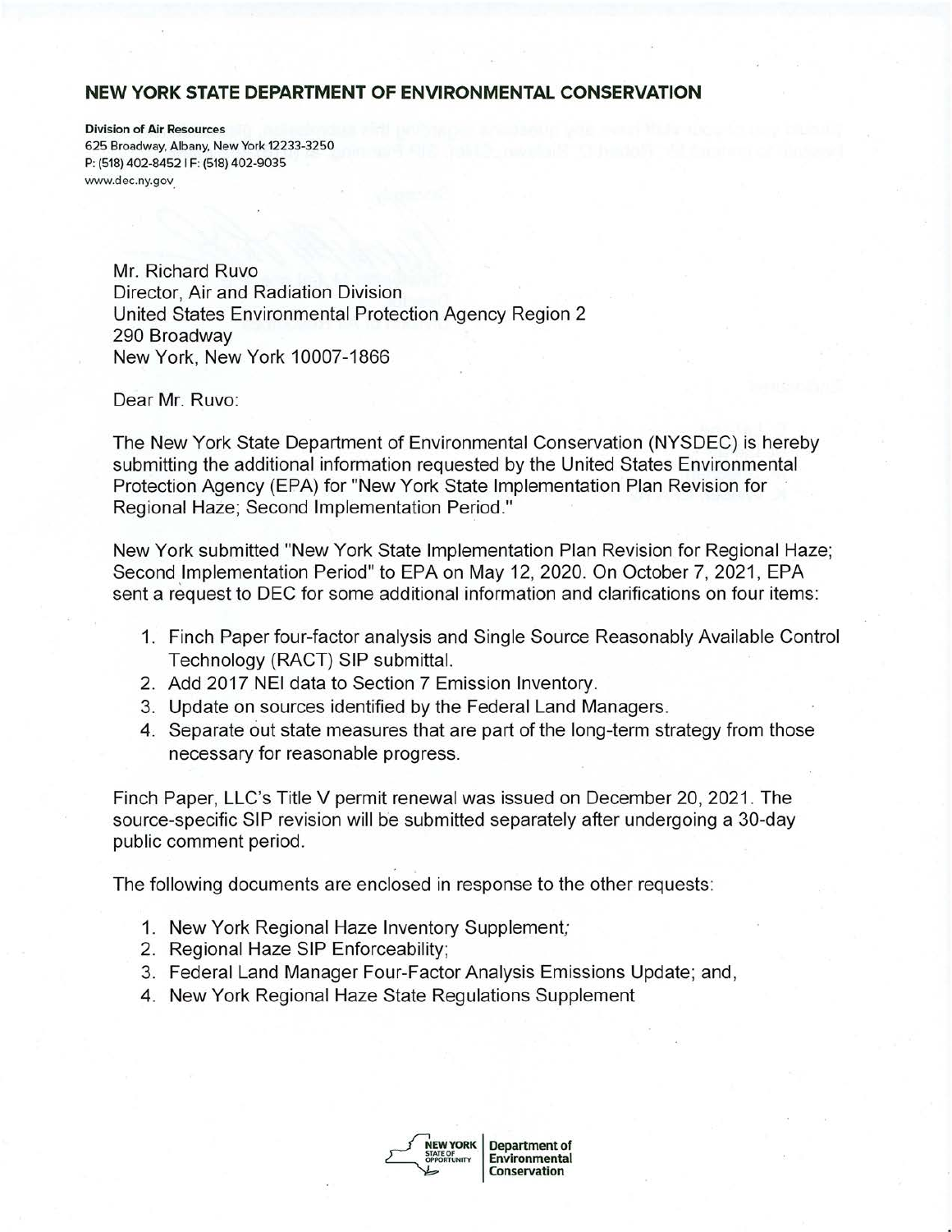**NEW YORK STATE DEPARTMENT OF ENVIRONMENTAL CONSERVATION**

**Division of Air Resources**
625 Broadway, Albany, New York 12233-3250
P: (518) 402-8452 | F: (518) 402-9035
www.dec.ny.gov

Mr. Richard Ruvo
Director, Air and Radiation Division
United States Environmental Protection Agency Region 2
290 Broadway
New York, New York 10007-1866

Dear Mr. Ruvo:

The New York State Department of Environmental Conservation (NYSDEC) is hereby submitting the additional information requested by the United States Environmental Protection Agency (EPA) for "New York State Implementation Plan Revision for Regional Haze; Second Implementation Period."

New York submitted "New York State Implementation Plan Revision for Regional Haze; Second Implementation Period" to EPA on May 12, 2020. On October 7, 2021, EPA sent a request to DEC for some additional information and clarifications on four items:

1. Finch Paper four-factor analysis and Single Source Reasonably Available Control Technology (RACT) SIP submittal.
2. Add 2017 NEI data to Section 7 Emission Inventory.
3. Update on sources identified by the Federal Land Managers.
4. Separate out state measures that are part of the long-term strategy from those necessary for reasonable progress.

Finch Paper, LLC's Title V permit renewal was issued on December 20, 2021. The source-specific SIP revision will be submitted separately after undergoing a 30-day public comment period.

The following documents are enclosed in response to the other requests:

1. New York Regional Haze Inventory Supplement;
2. Regional Haze SIP Enforceability;
3. Federal Land Manager Four-Factor Analysis Emissions Update; and,
4. New York Regional Haze State Regulations Supplement

NEW YORK STATE OF OPPORTUNITY | Department of Environmental Conservation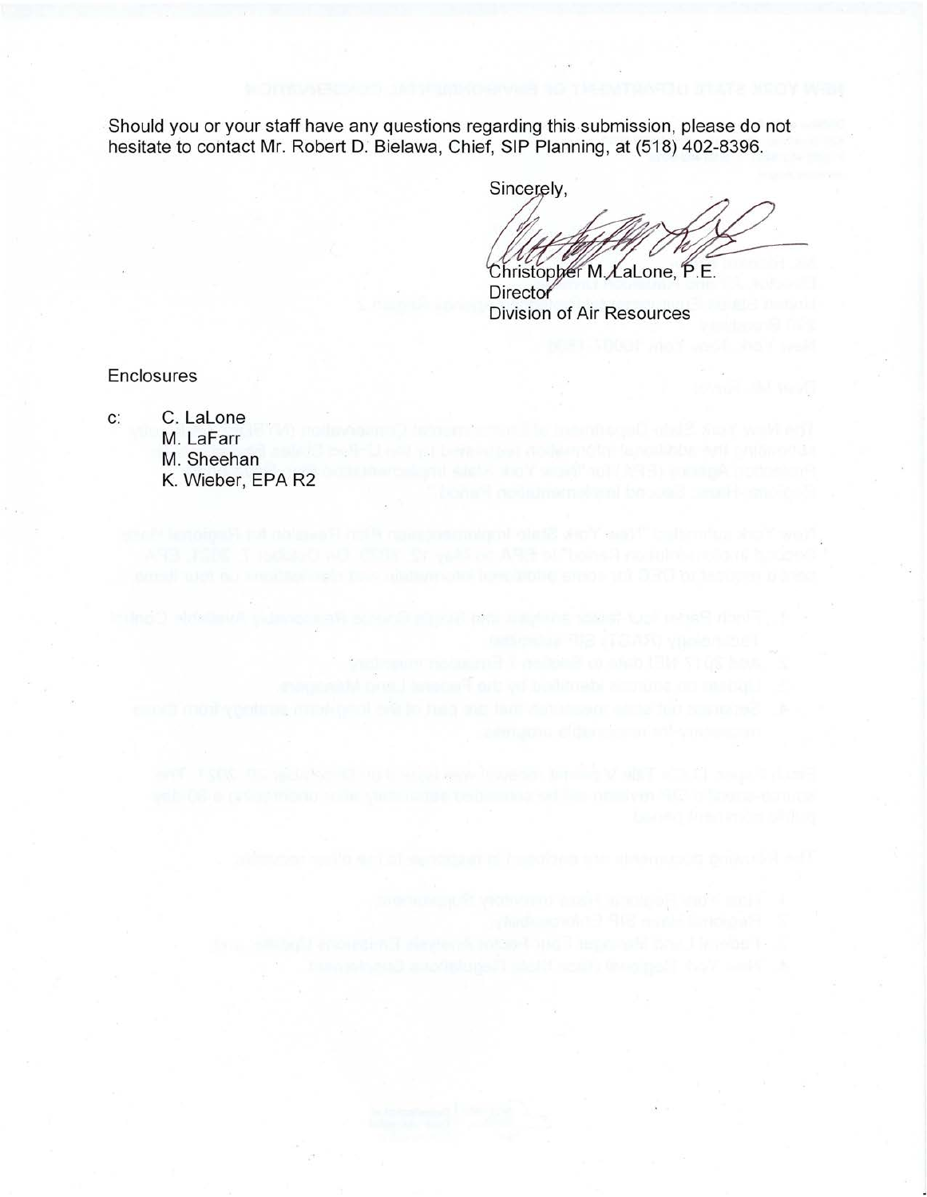Should you or your staff have any questions regarding this submission, please do not hesitate to contact Mr. Robert D. Bielawa, Chief, SIP Planning, at (518) 402-8396.

Sincerely,

Christopher M. LaLone, P.E.
Director
Division of Air Resources

Enclosures

c: C. LaLone
M. LaFarr
M. Sheehan
K. Wieber, EPA R2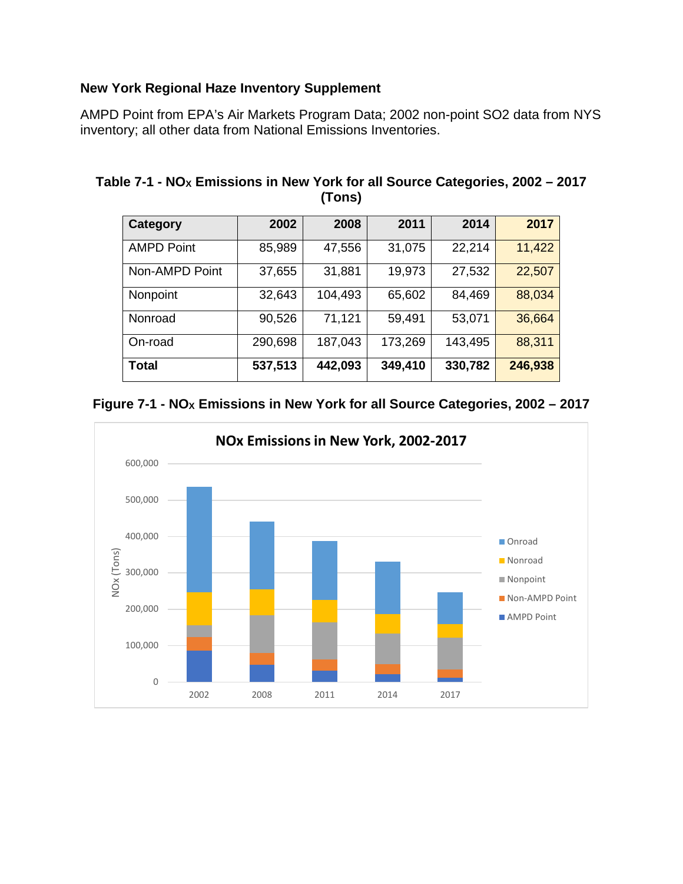**New York Regional Haze Inventory Supplement**

AMPD Point from EPA's Air Markets Program Data; 2002 non-point $SO_2$ data from NYS inventory; all other data from National Emissions Inventories.

**Table 7-1 - $NO_X$ Emissions in New York for all Source Categories, 2002 – 2017 (Tons)**

| Category | 2002 | 2008 | 2011 | 2014 | 2017 |
|---|---|---|---|---|---|
| AMPD Point | 85,989 | 47,556 | 31,075 | 22,214 | 11,422 |
| Non-AMPD Point | 37,655 | 31,881 | 19,973 | 27,532 | 22,507 |
| Nonpoint | 32,643 | 104,493 | 65,602 | 84,469 | 88,034 |
| Nonroad | 90,526 | 71,121 | 59,491 | 53,071 | 36,664 |
| On-road | 290,698 | 187,043 | 173,269 | 143,495 | 88,311 |
| **Total** | **537,513** | **442,093** | **349,410** | **330,782** | **246,938** |

**Figure 7-1 - $NO_X$ Emissions in New York for all Source Categories, 2002 – 2017**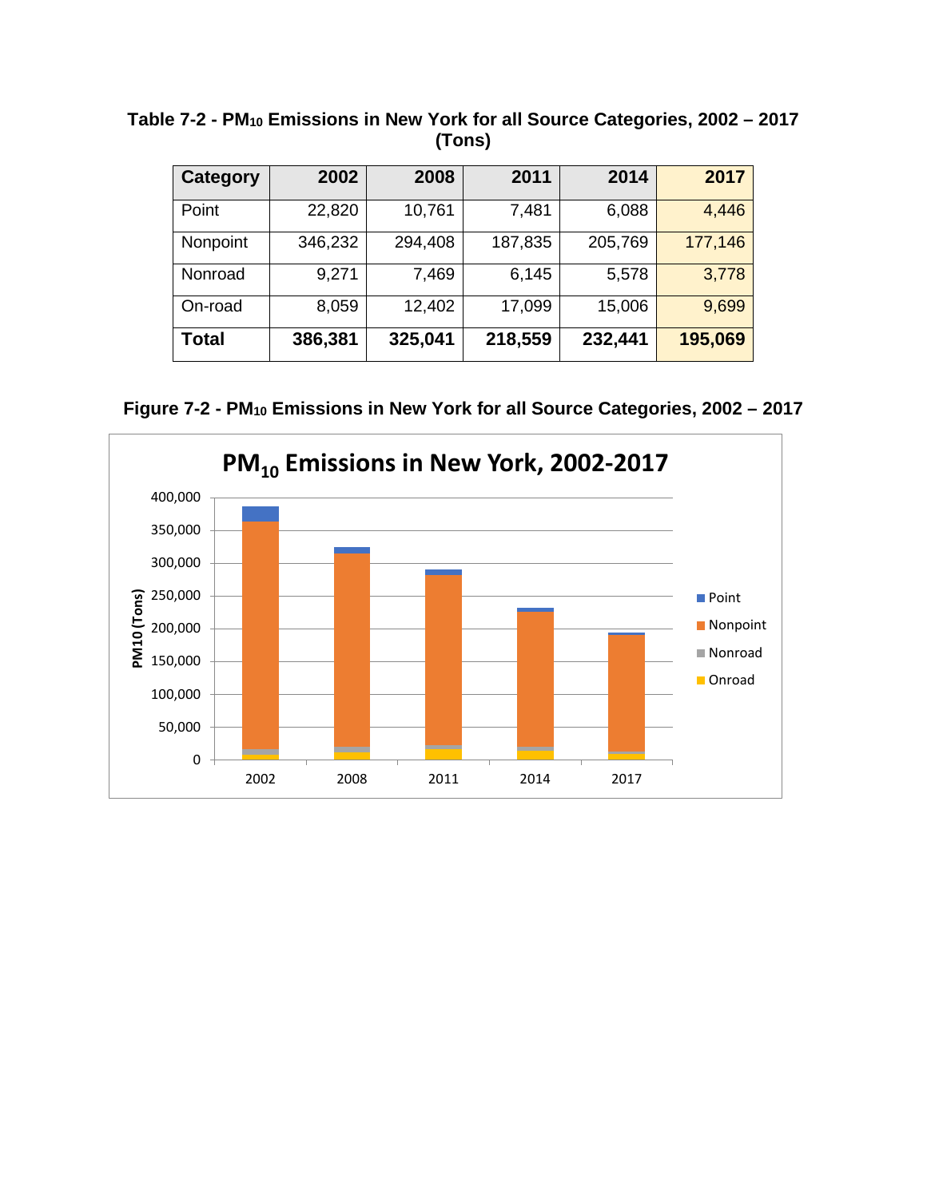**Table 7-2 - $PM_{10}$ Emissions in New York for all Source Categories, 2002 – 2017 (Tons)**

| Category | 2002 | 2008 | 2011 | 2014 | 2017 |
|---|---|---|---|---|---|
| Point | 22,820 | 10,761 | 7,481 | 6,088 | 4,446 |
| Nonpoint | 346,232 | 294,408 | 187,835 | 205,769 | 177,146 |
| Nonroad | 9,271 | 7,469 | 6,145 | 5,578 | 3,778 |
| On-road | 8,059 | 12,402 | 17,099 | 15,006 | 9,699 |
| **Total** | **386,381** | **325,041** | **218,559** | **232,441** | **195,069** |

**Figure 7-2 - $PM_{10}$ Emissions in New York for all Source Categories, 2002 – 2017**

**$PM_{10}$ Emissions in New York, 2002-2017**

| Tick | Label |
|---|---|
| Y-axis | PM10 (Tons): 0; 50,000; 100,000; 150,000; 200,000; 250,000; 300,000; 350,000; 400,000 |
| X-axis | 2002, 2008, 2011, 2014, 2017 |
| Legend | Point, Nonpoint, Nonroad, Onroad |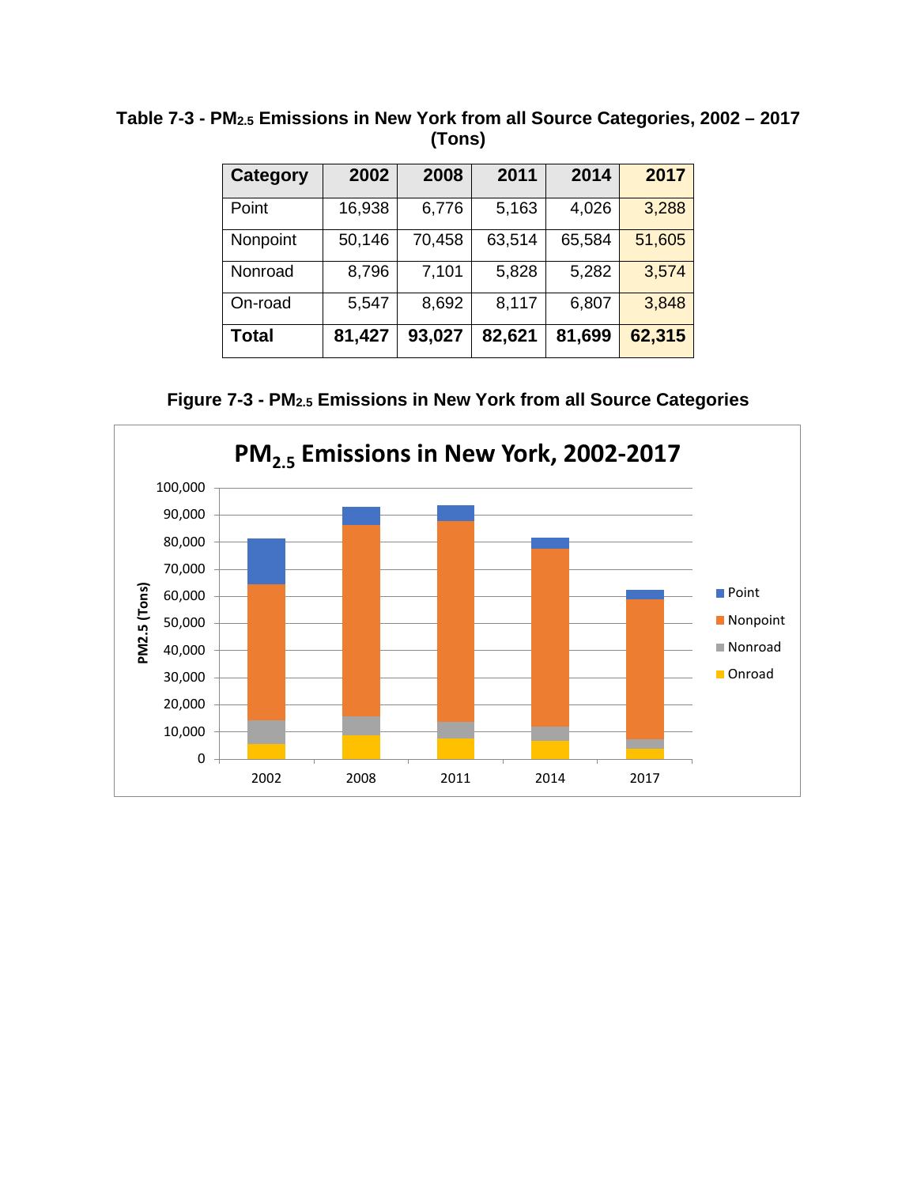**Table 7-3 - $PM_{2.5}$ Emissions in New York from all Source Categories, 2002 – 2017 (Tons)**

| Category | 2002 | 2008 | 2011 | 2014 | 2017 |
|---|---|---|---|---|---|
| Point | 16,938 | 6,776 | 5,163 | 4,026 | 3,288 |
| Nonpoint | 50,146 | 70,458 | 63,514 | 65,584 | 51,605 |
| Nonroad | 8,796 | 7,101 | 5,828 | 5,282 | 3,574 |
| On-road | 5,547 | 8,692 | 8,117 | 6,807 | 3,848 |
| **Total** | **81,427** | **93,027** | **82,621** | **81,699** | **62,315** |

**Figure 7-3 - $PM_{2.5}$ Emissions in New York from all Source Categories**

**$PM_{2.5}$ Emissions in New York, 2002-2017**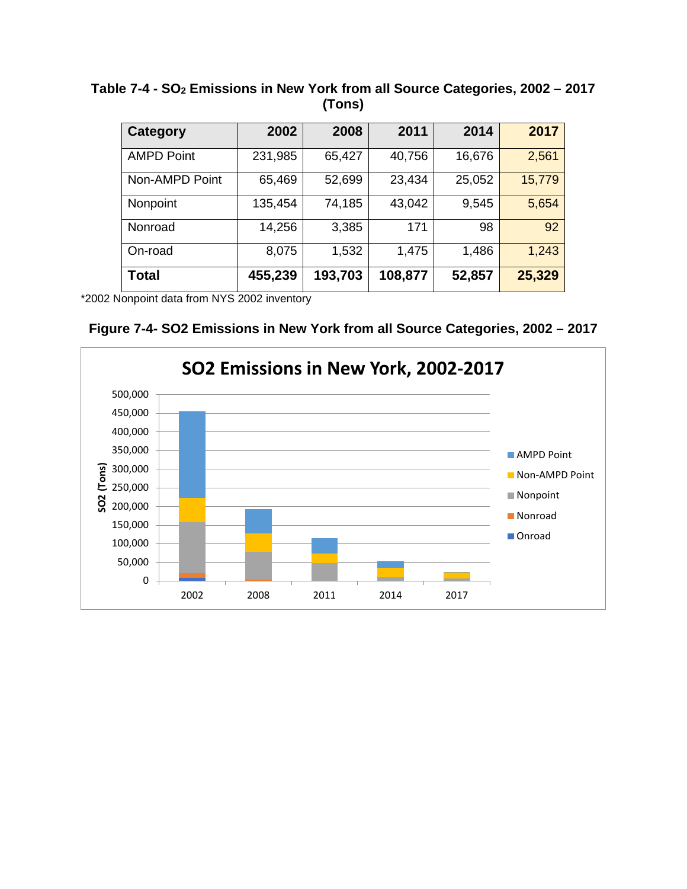**Table 7-4 - $SO_2$ Emissions in New York from all Source Categories, 2002 – 2017 (Tons)**

| Category | 2002 | 2008 | 2011 | 2014 | 2017 |
|---|---|---|---|---|---|
| AMPD Point | 231,985 | 65,427 | 40,756 | 16,676 | 2,561 |
| Non-AMPD Point | 65,469 | 52,699 | 23,434 | 25,052 | 15,779 |
| Nonpoint | 135,454 | 74,185 | 43,042 | 9,545 | 5,654 |
| Nonroad | 14,256 | 3,385 | 171 | 98 | 92 |
| On-road | 8,075 | 1,532 | 1,475 | 1,486 | 1,243 |
| **Total** | **455,239** | **193,703** | **108,877** | **52,857** | **25,329** |

*2002 Nonpoint data from NYS 2002 inventory

**Figure 7-4- SO2 Emissions in New York from all Source Categories, 2002 – 2017**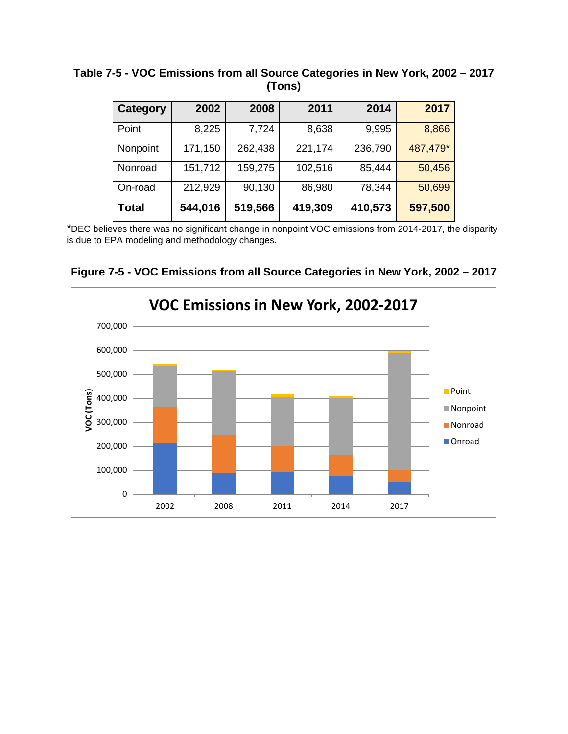**Table 7-5 - VOC Emissions from all Source Categories in New York, 2002 – 2017 (Tons)**

| Category | 2002 | 2008 | 2011 | 2014 | 2017 |
|---|---|---|---|---|---|
| Point | 8,225 | 7,724 | 8,638 | 9,995 | 8,866 |
| Nonpoint | 171,150 | 262,438 | 221,174 | 236,790 | 487,479* |
| Nonroad | 151,712 | 159,275 | 102,516 | 85,444 | 50,456 |
| On-road | 212,929 | 90,130 | 86,980 | 78,344 | 50,699 |
| **Total** | **544,016** | **519,566** | **419,309** | **410,573** | **597,500** |

*DEC believes there was no significant change in nonpoint VOC emissions from 2014-2017, the disparity is due to EPA modeling and methodology changes.

**Figure 7-5 - VOC Emissions from all Source Categories in New York, 2002 – 2017**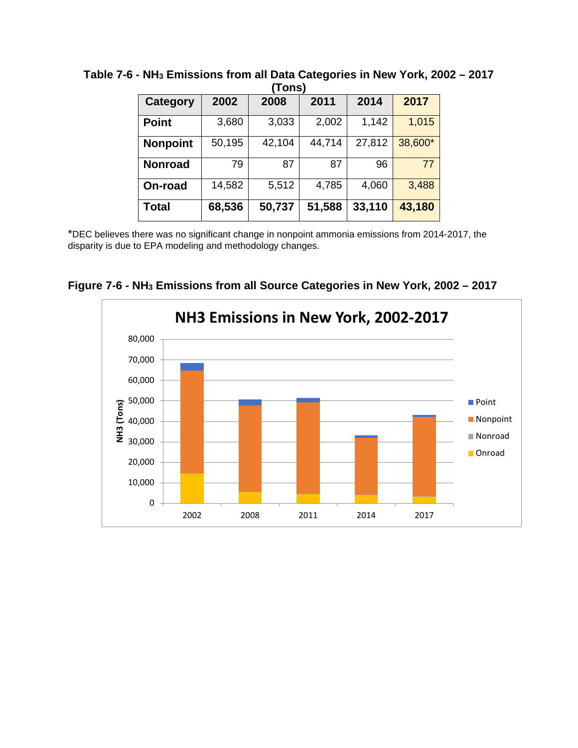**Table 7-6 - $NH_3$ Emissions from all Data Categories in New York, 2002 – 2017 (Tons)**

| Category | 2002 | 2008 | 2011 | 2014 | 2017 |
|---|---|---|---|---|---|
| **Point** | 3,680 | 3,033 | 2,002 | 1,142 | 1,015 |
| **Nonpoint** | 50,195 | 42,104 | 44,714 | 27,812 | 38,600* |
| **Nonroad** | 79 | 87 | 87 | 96 | 77 |
| **On-road** | 14,582 | 5,512 | 4,785 | 4,060 | 3,488 |
| **Total** | **68,536** | **50,737** | **51,588** | **33,110** | **43,180** |

*DEC believes there was no significant change in nonpoint ammonia emissions from 2014-2017, the disparity is due to EPA modeling and methodology changes.

**Figure 7-6 - $NH_3$ Emissions from all Source Categories in New York, 2002 – 2017**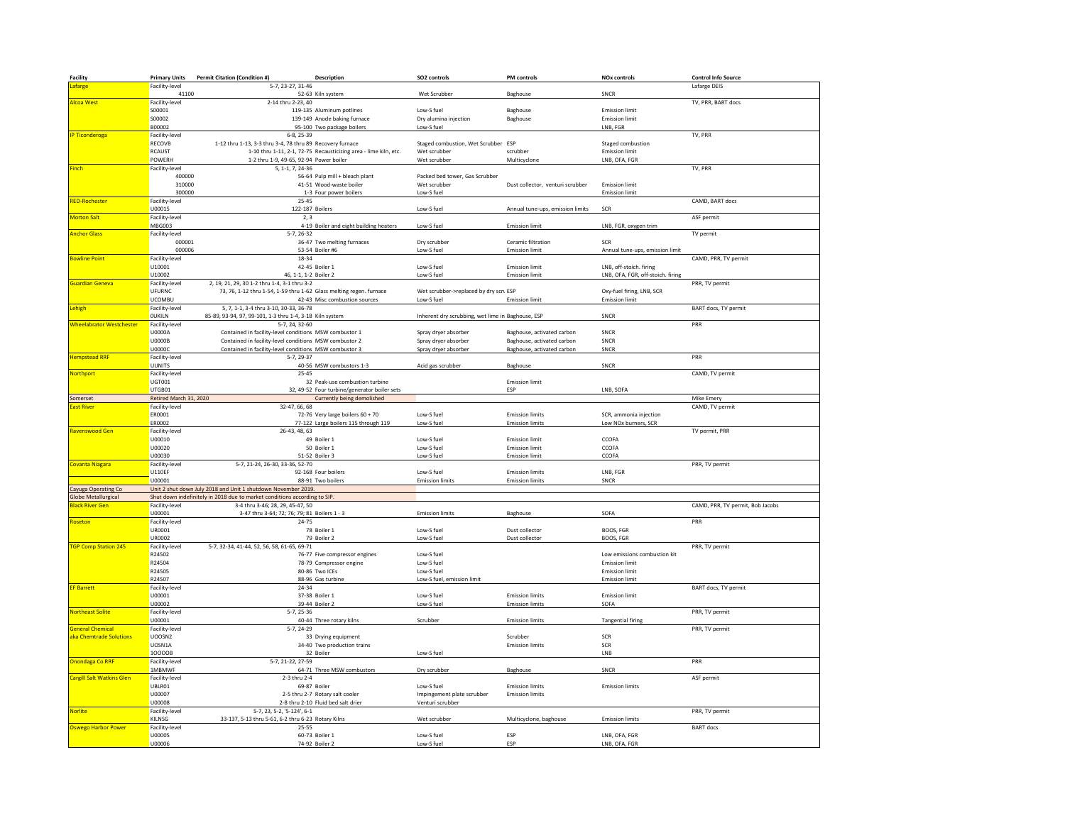| Facility | Primary Units | Permit Citation (Condition #) | Description | SO2 controls | PM controls | NOx controls | Control Info Source |
|---|---|---|---|---|---|---|---|
| Lafarge | Facility-level | 5-7, 23-27, 31-46 | | | | | Lafarge DEIS |
| | 41100 | 52-63 | Kiln system | Wet Scrubber | Baghouse | SNCR | |
| Alcoa West | Facility-level | 2-14 thru 2-23, 40 | | | | | TV, PRR, BART docs |
| | S00001 | 119-135 | Aluminum potlines | Low-S fuel | Baghouse | Emission limit | |
| | S00002 | 139-149 | Anode baking furnace | Dry alumina injection | Baghouse | Emission limit | |
| | B00002 | 95-100 | Two package boilers | Low-S fuel | | LNB, FGR | |
| IP Ticonderoga | Facility-level | 6-8, 25-39 | | | | | TV, PRR |
| | RECOVB | 1-12 thru 1-13, 3-3 thru 3-4, 78 thru 89 | Recovery furnace | Staged combustion, Wet Scrubber | ESP | Staged combustion | |
| | RCAUST | 1-10 thru 1-11, 2-1, 72-75 | Recausticizing area - lime kiln, etc. | Wet scrubber | scrubber | Emission limit | |
| | POWERH | 1-2 thru 1-9, 49-65, 92-94 | Power boiler | Wet scrubber | Multicyclone | LNB, OFA, FGR | |
| Finch | Facility-level | 5, 1-1, 7, 24-36 | | | | | TV, PRR |
| | 400000 | 56-64 | Pulp mill + bleach plant | Packed bed tower, Gas Scrubber | | | |
| | 310000 | 41-51 | Wood-waste boiler | Wet scrubber | Dust collector, venturi scrubber | Emission limit | |
| | 300000 | 1-3 | Four power boilers | Low-S fuel | | Emission limit | |
| RED-Rochester | Facility-level | 25-45 | | | | | CAMD, BART docs |
| | U00015 | 122-187 | Boilers | Low-S fuel | Annual tune-ups, emission limits | SCR | |
| Morton Salt | Facility-level | 2, 3 | | | | | ASF permit |
| | MBG003 | 4-19 | Boiler and eight building heaters | Low-S fuel | Emission limit | LNB, FGR, oxygen trim | |
| Anchor Glass | Facility-level | 5-7, 26-32 | | | | | TV permit |
| | 000001 | 36-47 | Two melting furnaces | Dry scrubber | Ceramic filtration | SCR | |
| | 000006 | 53-54 | Boiler #6 | Low-S fuel | Emission limit | Annual tune-ups, emission limit | |
| Bowline Point | Facility-level | 18-34 | | | | | CAMD, PRR, TV permit |
| | U10001 | 42-45 | Boiler 1 | Low-S fuel | Emission limit | LNB, off-stoich. firing | |
| | U10002 | 46, 1-1, 1-2 | Boiler 2 | Low-S fuel | Emission limit | LNB, OFA, FGR, off-stoich. firing | |
| Guardian Geneva | Facility-level | 2, 19, 21, 29, 30 1-2 thru 1-4, 3-1 thru 3-2 | | | | | PRR, TV permit |
| | UFURNC | 73, 76, 1-12 thru 1-54, 1-59 thru 1-62 | Glass melting regen. furnace | Wet scrubber->replaced by dry scru | ESP | Oxy-fuel firing, LNB, SCR | |
| | UCOMBU | 42-43 | Misc combustion sources | Low-S fuel | Emission limit | Emission limit | |
| Lehigh | Facility-level | 5, 7, 1-1, 3-4 thru 3-10, 30-33, 36-78 | | | | | BART docs, TV permit |
| | 0UKILN | 85-89, 93-94, 97, 99-101, 1-3 thru 1-4, 3-18 | Kiln system | Inherent dry scrubbing, wet lime in | Baghouse, ESP | SNCR | |
| Wheelabrator Westchester | Facility-level | 5-7, 24, 32-60 | | | | | PRR |
| | U0000A | Contained in facility-level conditions | MSW combustor 1 | Spray dryer absorber | Baghouse, activated carbon | SNCR | |
| | U0000B | Contained in facility-level conditions | MSW combustor 2 | Spray dryer absorber | Baghouse, activated carbon | SNCR | |
| | U0000C | Contained in facility-level conditions | MSW combustor 3 | Spray dryer absorber | Baghouse, activated carbon | SNCR | |
| Hempstead RRF | Facility-level | 5-7, 29-37 | | | | | PRR |
| | UUNITS | 40-56 | MSW combustors 1-3 | Acid gas scrubber | Baghouse | SNCR | |
| Northport | Facility-level | 25-45 | | | | | CAMD, TV permit |
| | UGT001 | 32 | Peak-use combustion turbine | | Emission limit | | |
| | UTGB01 | 32, 49-52 | Four turbine/generator boiler sets | | ESP | LNB, SOFA | |
| Somerset | Retired March 31, 2020 | | Currently being demolished | | | | Mike Emery |
| East River | Facility-level | 32-47, 66, 68 | | | | | CAMD, TV permit |
| | ER0001 | 72-76 | Very large boilers 60 + 70 | Low-S fuel | Emission limits | SCR, ammonia injection | |
| | ER0002 | 77-122 | Large boilers 115 through 119 | Low-S fuel | Emission limits | Low NOx burners, SCR | |
| Ravenswood Gen | Facility-level | 26-43, 48, 63 | | | | | TV permit, PRR |
| | U00010 | 49 | Boiler 1 | Low-S fuel | Emission limit | CCOFA | |
| | U00020 | 50 | Boiler 1 | Low-S fuel | Emission limit | CCOFA | |
| | U00030 | 51-52 | Boiler 3 | Low-S fuel | Emission limit | CCOFA | |
| Covanta Niagara | Facility-level | 5-7, 21-24, 26-30, 33-36, 52-70 | | | | | PRR, TV permit |
| | U110EF | 92-168 | Four boilers | Low-S fuel | Emission limits | LNB, FGR | |
| | U00001 | 88-91 | Two boilers | Emission limits | Emission limits | SNCR | |
| Cayuga Operating Co | Unit 2 shut down July 2018 and Unit 1 shutdown November 2019. | | | | | | |
| Globe Metallurgical | Shut down indefinitely in 2018 due to market conditions according to SIP. | | | | | | |
| Black River Gen | Facility-level | 3-4 thru 3-46; 28, 29, 45-47, 50 | | | | | CAMD, PRR, TV permit, Bob Jacobs |
| | U00001 | 3-47 thru 3-64; 72; 76; 79; 81 | Boilers 1 - 3 | Emission limits | Baghouse | SOFA | |
| Roseton | Facility-level | 24-75 | | | | | PRR |
| | UR0001 | 78 | Boiler 1 | Low-S fuel | Dust collector | BOOS, FGR | |
| | UR0002 | 79 | Boiler 2 | Low-S fuel | Dust collector | BOOS, FGR | |
| TGP Comp Station 245 | Facility-level | 5-7, 32-34, 41-44, 52, 56, 58, 61-65, 69-71 | | | | | PRR, TV permit |
| | R24502 | 76-77 | Five compressor engines | Low-S fuel | | Low emissions combustion kit | |
| | R24504 | 78-79 | Compressor engine | Low-S fuel | | Emission limit | |
| | R24505 | 80-86 | Two ICEs | Low-S fuel | | Emission limit | |
| | R24507 | 88-96 | Gas turbine | Low-S fuel, emission limit | | Emission limit | |
| EF Barrett | Facility-level | 24-34 | | | | | BART docs, TV permit |
| | U00001 | 37-38 | Boiler 1 | Low-S fuel | Emission limits | Emission limit | |
| | U00002 | 39-44 | Boiler 2 | Low-S fuel | Emission limits | SOFA | |
| Northeast Solite | Facility-level | 5-7, 25-36 | | | | | PRR, TV permit |
| | U00001 | 40-44 | Three rotary kilns | Scrubber | Emission limits | Tangential firing | |
| General Chemical aka Chemtrade Solutions | Facility-level | 5-7, 24-29 | | | | | PRR, TV permit |
| | UOOSN2 | 33 | Drying equipment | | Scrubber | SCR | |
| | UOSN1A | 34-40 | Two production trains | | Emission limits | SCR | |
| | 1OOOOB | 32 | Boiler | Low-S fuel | | LNB | |
| Onondaga Co RRF | Facility-level | 5-7, 21-22, 27-59 | | | | | PRR |
| | 1MBMWF | 64-71 | Three MSW combustors | Dry scrubber | Baghouse | SNCR | |
| Cargill Salt Watkins Glen | Facility-level | 2-3 thru 2-4 | | | | | ASF permit |
| | UBLR01 | 69-87 | Boiler | Low-S fuel | Emission limits | Emission limits | |
| | U00007 | 2-5 thru 2-7 | Rotary salt cooler | Impingement plate scrubber | Emission limits | | |
| | U00008 | 2-8 thru 2-10 | Fluid bed salt drier | Venturi scrubber | | | |
| Norlite | Facility-level | 5-7, 23, 5-2, '5-124', 6-1 | | | | | PRR, TV permit |
| | KILNSG | 33-137, 5-13 thru 5-61, 6-2 thru 6-23 | Rotary Kilns | Wet scrubber | Multicyclone, baghouse | Emission limits | |
| Oswego Harbor Power | Facility-level | 25-55 | | | | | BART docs |
| | U00005 | 60-73 | Boiler 1 | Low-S fuel | ESP | LNB, OFA, FGR | |
| | U00006 | 74-92 | Boiler 2 | Low-S fuel | ESP | LNB, OFA, FGR | |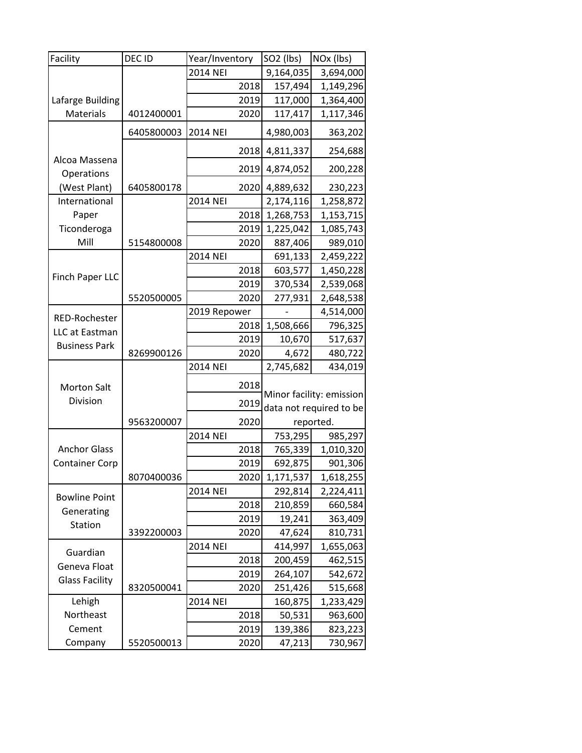| Facility | DEC ID | Year/Inventory | SO2 (lbs) | NOx (lbs) |
|---|---|---|---|---|
| Lafarge Building Materials | 4012400001 | 2014 NEI | 9,164,035 | 3,694,000 |
| | | 2018 | 157,494 | 1,149,296 |
| | | 2019 | 117,000 | 1,364,400 |
| | | 2020 | 117,417 | 1,117,346 |
| Alcoa Massena Operations (West Plant) | 6405800003 | 2014 NEI | 4,980,003 | 363,202 |
| | 6405800178 | 2018 | 4,811,337 | 254,688 |
| | | 2019 | 4,874,052 | 200,228 |
| | | 2020 | 4,889,632 | 230,223 |
| International Paper Ticonderoga Mill | 5154800008 | 2014 NEI | 2,174,116 | 1,258,872 |
| | | 2018 | 1,268,753 | 1,153,715 |
| | | 2019 | 1,225,042 | 1,085,743 |
| | | 2020 | 887,406 | 989,010 |
| Finch Paper LLC | 5520500005 | 2014 NEI | 691,133 | 2,459,222 |
| | | 2018 | 603,577 | 1,450,228 |
| | | 2019 | 370,534 | 2,539,068 |
| | | 2020 | 277,931 | 2,648,538 |
| RED-Rochester LLC at Eastman Business Park | 8269900126 | 2019 Repower | - | 4,514,000 |
| | | 2018 | 1,508,666 | 796,325 |
| | | 2019 | 10,670 | 517,637 |
| | | 2020 | 4,672 | 480,722 |
| Morton Salt Division | 9563200007 | 2014 NEI | 2,745,682 | 434,019 |
| | | 2018 | Minor facility: emission data not required to be reported. | |
| | | 2019 | | |
| | | 2020 | | |
| Anchor Glass Container Corp | 8070400036 | 2014 NEI | 753,295 | 985,297 |
| | | 2018 | 765,339 | 1,010,320 |
| | | 2019 | 692,875 | 901,306 |
| | | 2020 | 1,171,537 | 1,618,255 |
| Bowline Point Generating Station | 3392200003 | 2014 NEI | 292,814 | 2,224,411 |
| | | 2018 | 210,859 | 660,584 |
| | | 2019 | 19,241 | 363,409 |
| | | 2020 | 47,624 | 810,731 |
| Guardian Geneva Float Glass Facility | 8320500041 | 2014 NEI | 414,997 | 1,655,063 |
| | | 2018 | 200,459 | 462,515 |
| | | 2019 | 264,107 | 542,672 |
| | | 2020 | 251,426 | 515,668 |
| Lehigh Northeast Cement Company | 5520500013 | 2014 NEI | 160,875 | 1,233,429 |
| | | 2018 | 50,531 | 963,600 |
| | | 2019 | 139,386 | 823,223 |
| | | 2020 | 47,213 | 730,967 |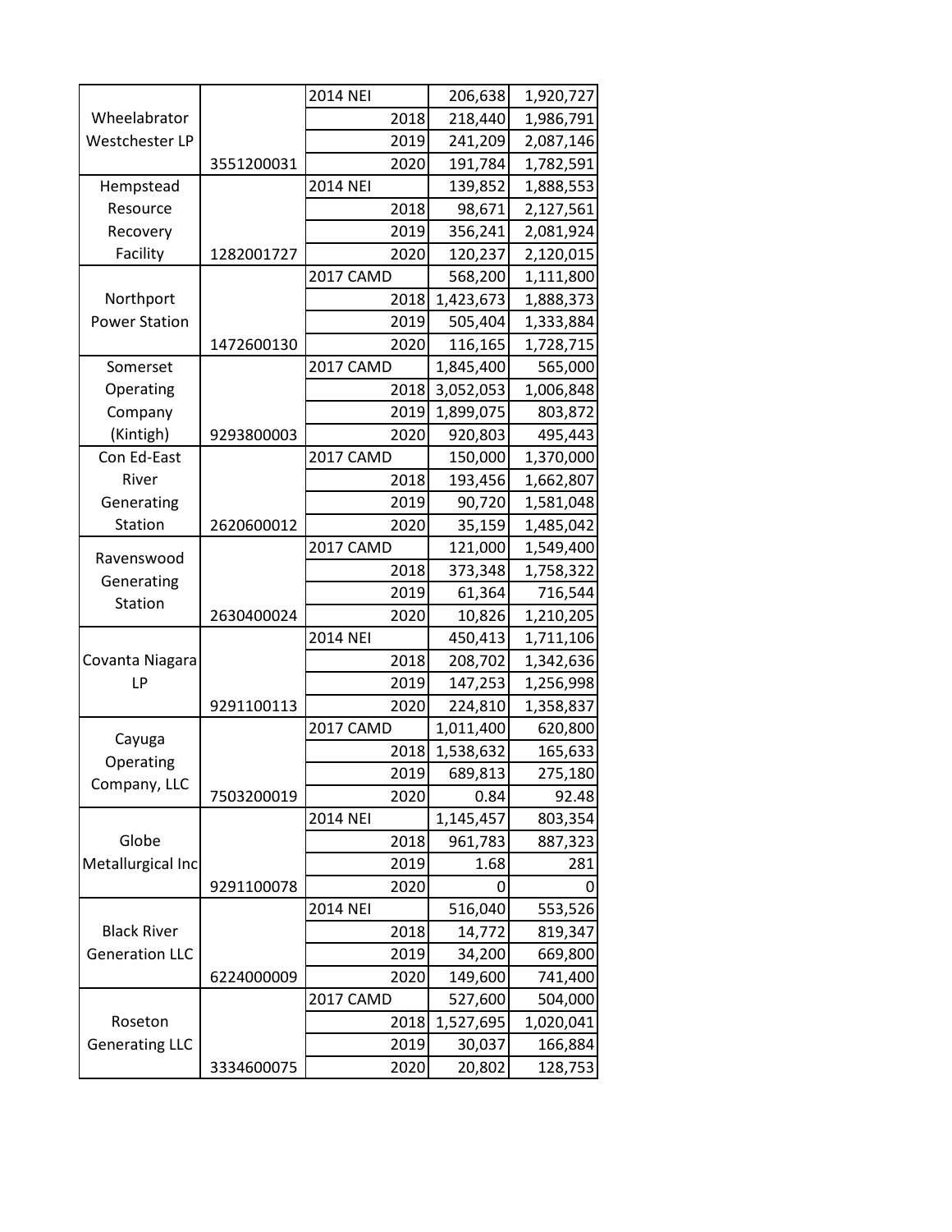| | | | | |
|---|---|---|---|---|
| Wheelabrator Westchester LP | 3551200031 | 2014 NEI | 206,638 | 1,920,727 |
| | | 2018 | 218,440 | 1,986,791 |
| | | 2019 | 241,209 | 2,087,146 |
| | | 2020 | 191,784 | 1,782,591 |
| Hempstead Resource Recovery Facility | 1282001727 | 2014 NEI | 139,852 | 1,888,553 |
| | | 2018 | 98,671 | 2,127,561 |
| | | 2019 | 356,241 | 2,081,924 |
| | | 2020 | 120,237 | 2,120,015 |
| Northport Power Station | 1472600130 | 2017 CAMD | 568,200 | 1,111,800 |
| | | 2018 | 1,423,673 | 1,888,373 |
| | | 2019 | 505,404 | 1,333,884 |
| | | 2020 | 116,165 | 1,728,715 |
| Somerset Operating Company (Kintigh) | 9293800003 | 2017 CAMD | 1,845,400 | 565,000 |
| | | 2018 | 3,052,053 | 1,006,848 |
| | | 2019 | 1,899,075 | 803,872 |
| | | 2020 | 920,803 | 495,443 |
| Con Ed-East River Generating Station | 2620600012 | 2017 CAMD | 150,000 | 1,370,000 |
| | | 2018 | 193,456 | 1,662,807 |
| | | 2019 | 90,720 | 1,581,048 |
| | | 2020 | 35,159 | 1,485,042 |
| Ravenswood Generating Station | 2630400024 | 2017 CAMD | 121,000 | 1,549,400 |
| | | 2018 | 373,348 | 1,758,322 |
| | | 2019 | 61,364 | 716,544 |
| | | 2020 | 10,826 | 1,210,205 |
| Covanta Niagara LP | 9291100113 | 2014 NEI | 450,413 | 1,711,106 |
| | | 2018 | 208,702 | 1,342,636 |
| | | 2019 | 147,253 | 1,256,998 |
| | | 2020 | 224,810 | 1,358,837 |
| Cayuga Operating Company, LLC | 7503200019 | 2017 CAMD | 1,011,400 | 620,800 |
| | | 2018 | 1,538,632 | 165,633 |
| | | 2019 | 689,813 | 275,180 |
| | | 2020 | 0.84 | 92.48 |
| Globe Metallurgical Inc | 9291100078 | 2014 NEI | 1,145,457 | 803,354 |
| | | 2018 | 961,783 | 887,323 |
| | | 2019 | 1.68 | 281 |
| | | 2020 | 0 | 0 |
| Black River Generation LLC | 6224000009 | 2014 NEI | 516,040 | 553,526 |
| | | 2018 | 14,772 | 819,347 |
| | | 2019 | 34,200 | 669,800 |
| | | 2020 | 149,600 | 741,400 |
| Roseton Generating LLC | 3334600075 | 2017 CAMD | 527,600 | 504,000 |
| | | 2018 | 1,527,695 | 1,020,041 |
| | | 2019 | 30,037 | 166,884 |
| | | 2020 | 20,802 | 128,753 |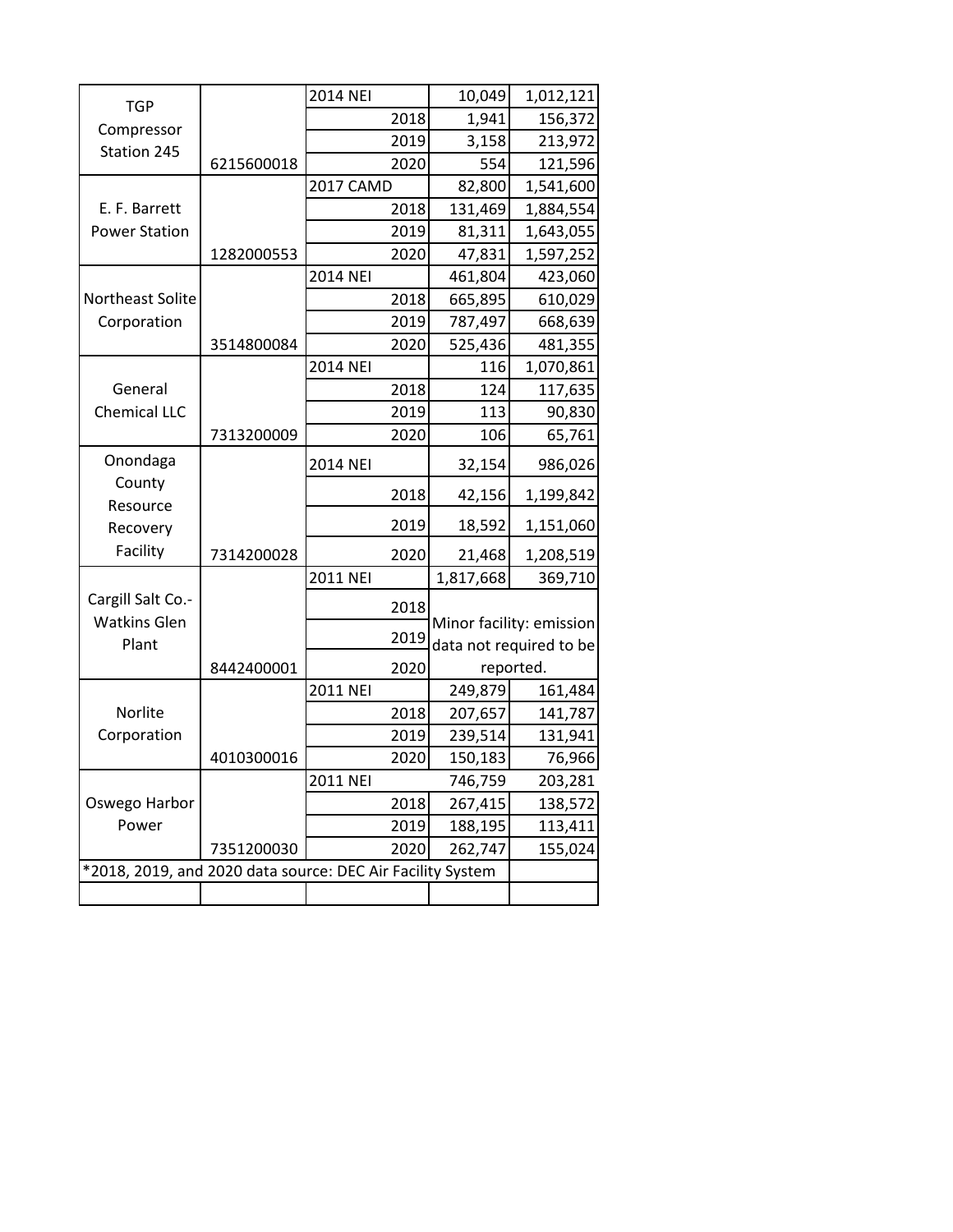| | | | | |
|---|---|---|---|---|
| TGP Compressor Station 245 | | 2014 NEI | 10,049 | 1,012,121 |
| | | 2018 | 1,941 | 156,372 |
| | | 2019 | 3,158 | 213,972 |
| | 6215600018 | 2020 | 554 | 121,596 |
| E. F. Barrett Power Station | | 2017 CAMD | 82,800 | 1,541,600 |
| | | 2018 | 131,469 | 1,884,554 |
| | | 2019 | 81,311 | 1,643,055 |
| | 1282000553 | 2020 | 47,831 | 1,597,252 |
| Northeast Solite Corporation | | 2014 NEI | 461,804 | 423,060 |
| | | 2018 | 665,895 | 610,029 |
| | | 2019 | 787,497 | 668,639 |
| | 3514800084 | 2020 | 525,436 | 481,355 |
| General Chemical LLC | | 2014 NEI | 116 | 1,070,861 |
| | | 2018 | 124 | 117,635 |
| | | 2019 | 113 | 90,830 |
| | 7313200009 | 2020 | 106 | 65,761 |
| Onondaga County Resource Recovery Facility | | 2014 NEI | 32,154 | 986,026 |
| | | 2018 | 42,156 | 1,199,842 |
| | | 2019 | 18,592 | 1,151,060 |
| | 7314200028 | 2020 | 21,468 | 1,208,519 |
| Cargill Salt Co.- Watkins Glen Plant | | 2011 NEI | 1,817,668 | 369,710 |
| | | 2018 | Minor facility: emission data not required to be reported. | |
| | | 2019 | | |
| | 8442400001 | 2020 | | |
| Norlite Corporation | | 2011 NEI | 249,879 | 161,484 |
| | | 2018 | 207,657 | 141,787 |
| | | 2019 | 239,514 | 131,941 |
| | 4010300016 | 2020 | 150,183 | 76,966 |
| Oswego Harbor Power | | 2011 NEI | 746,759 | 203,281 |
| | | 2018 | 267,415 | 138,572 |
| | | 2019 | 188,195 | 113,411 |
| | 7351200030 | 2020 | 262,747 | 155,024 |
| *2018, 2019, and 2020 data source: DEC Air Facility System | | | | |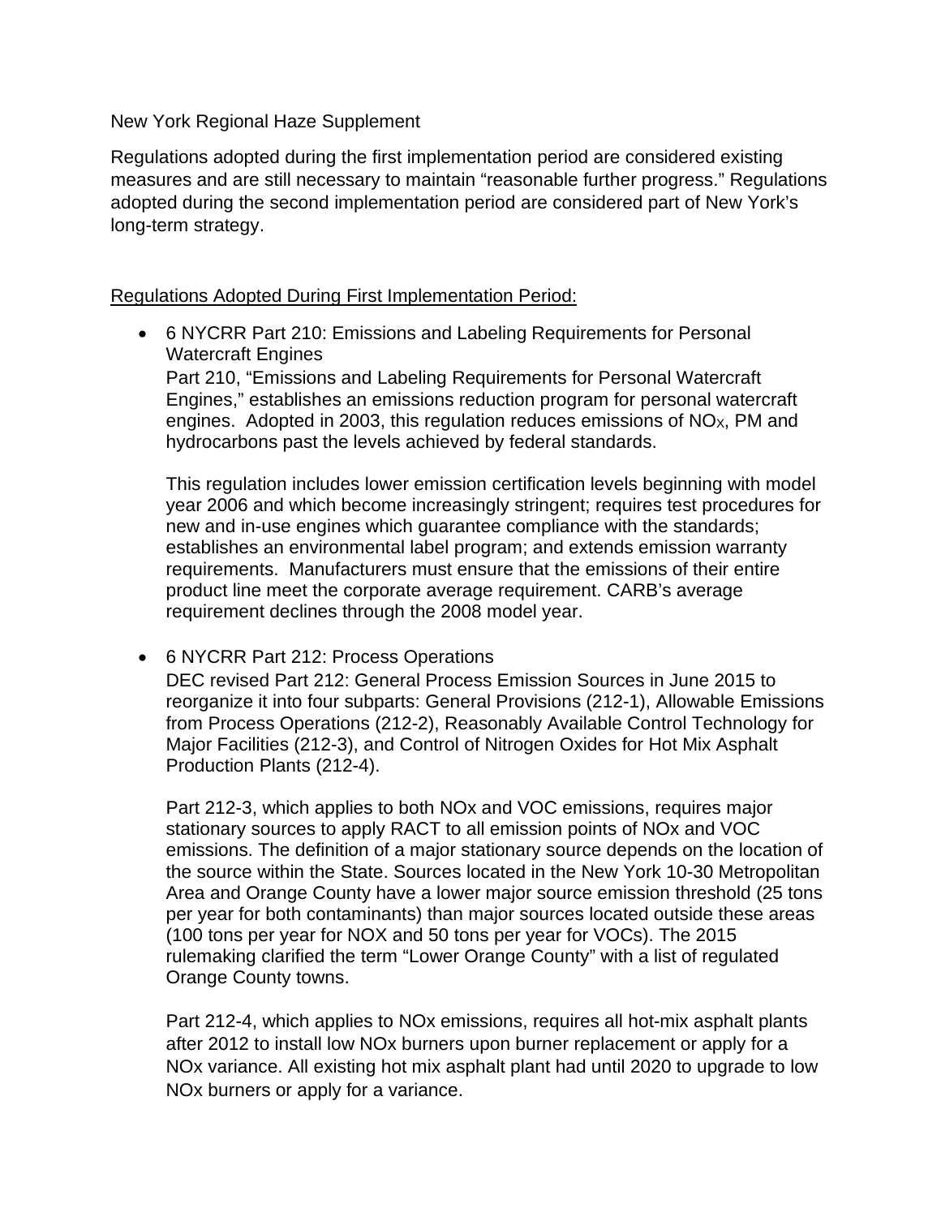New York Regional Haze Supplement

Regulations adopted during the first implementation period are considered existing measures and are still necessary to maintain "reasonable further progress." Regulations adopted during the second implementation period are considered part of New York's long-term strategy.

<u>Regulations Adopted During First Implementation Period:</u>

- 6 NYCRR Part 210: Emissions and Labeling Requirements for Personal Watercraft Engines

  Part 210, "Emissions and Labeling Requirements for Personal Watercraft Engines," establishes an emissions reduction program for personal watercraft engines. Adopted in 2003, this regulation reduces emissions of $NO_X$, PM and hydrocarbons past the levels achieved by federal standards.

  This regulation includes lower emission certification levels beginning with model year 2006 and which become increasingly stringent; requires test procedures for new and in-use engines which guarantee compliance with the standards; establishes an environmental label program; and extends emission warranty requirements. Manufacturers must ensure that the emissions of their entire product line meet the corporate average requirement. CARB's average requirement declines through the 2008 model year.

- 6 NYCRR Part 212: Process Operations

  DEC revised Part 212: General Process Emission Sources in June 2015 to reorganize it into four subparts: General Provisions (212-1), Allowable Emissions from Process Operations (212-2), Reasonably Available Control Technology for Major Facilities (212-3), and Control of Nitrogen Oxides for Hot Mix Asphalt Production Plants (212-4).

  Part 212-3, which applies to both NOx and VOC emissions, requires major stationary sources to apply RACT to all emission points of NOx and VOC emissions. The definition of a major stationary source depends on the location of the source within the State. Sources located in the New York 10-30 Metropolitan Area and Orange County have a lower major source emission threshold (25 tons per year for both contaminants) than major sources located outside these areas (100 tons per year for NOX and 50 tons per year for VOCs). The 2015 rulemaking clarified the term "Lower Orange County" with a list of regulated Orange County towns.

  Part 212-4, which applies to NOx emissions, requires all hot-mix asphalt plants after 2012 to install low NOx burners upon burner replacement or apply for a NOx variance. All existing hot mix asphalt plant had until 2020 to upgrade to low NOx burners or apply for a variance.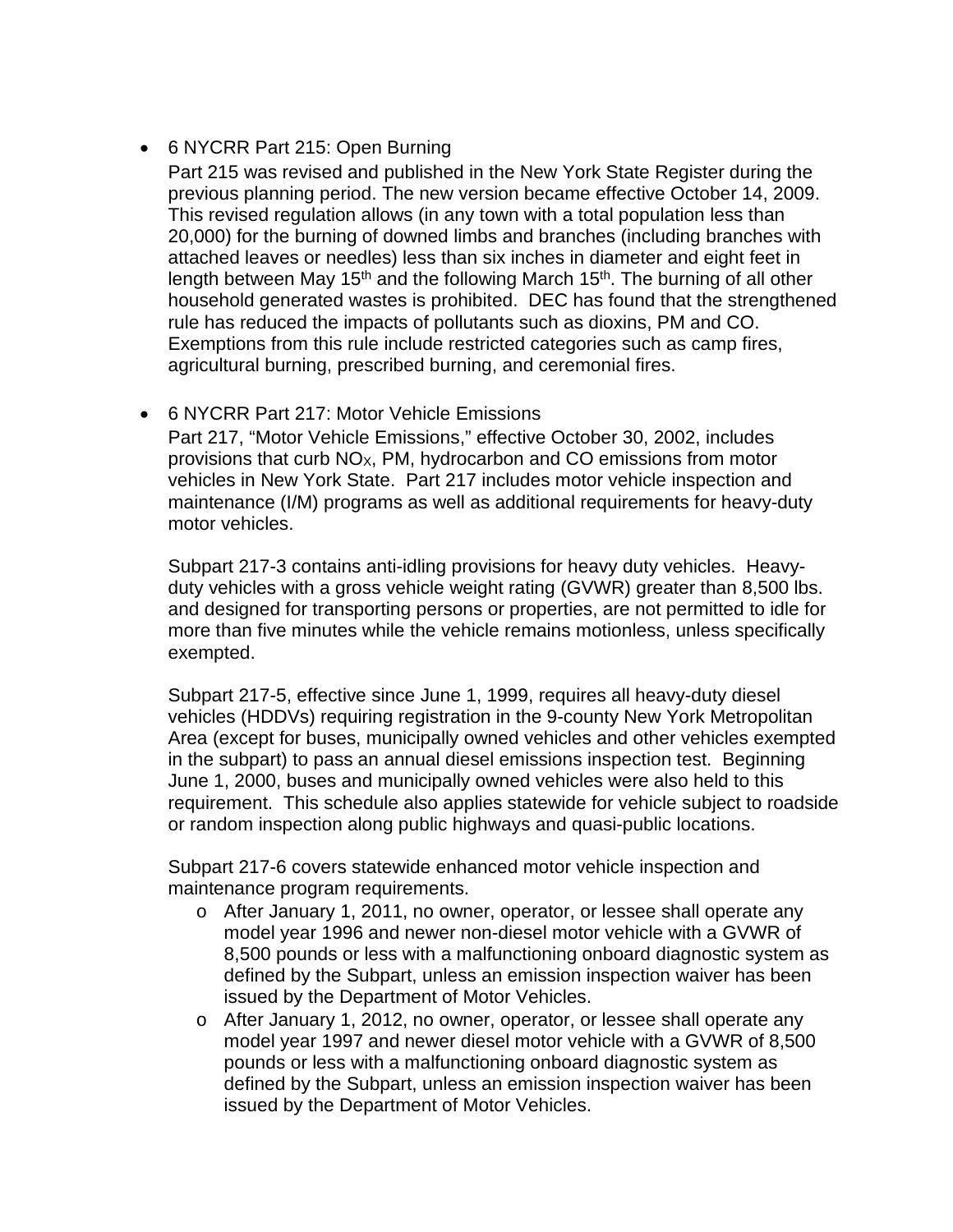- 6 NYCRR Part 215: Open Burning

  Part 215 was revised and published in the New York State Register during the previous planning period. The new version became effective October 14, 2009. This revised regulation allows (in any town with a total population less than 20,000) for the burning of downed limbs and branches (including branches with attached leaves or needles) less than six inches in diameter and eight feet in length between May 15th and the following March 15th. The burning of all other household generated wastes is prohibited. DEC has found that the strengthened rule has reduced the impacts of pollutants such as dioxins, PM and CO. Exemptions from this rule include restricted categories such as camp fires, agricultural burning, prescribed burning, and ceremonial fires.

- 6 NYCRR Part 217: Motor Vehicle Emissions

  Part 217, "Motor Vehicle Emissions," effective October 30, 2002, includes provisions that curb $NO_X$, PM, hydrocarbon and CO emissions from motor vehicles in New York State. Part 217 includes motor vehicle inspection and maintenance (I/M) programs as well as additional requirements for heavy-duty motor vehicles.

  Subpart 217-3 contains anti-idling provisions for heavy duty vehicles. Heavy-duty vehicles with a gross vehicle weight rating (GVWR) greater than 8,500 lbs. and designed for transporting persons or properties, are not permitted to idle for more than five minutes while the vehicle remains motionless, unless specifically exempted.

  Subpart 217-5, effective since June 1, 1999, requires all heavy-duty diesel vehicles (HDDVs) requiring registration in the 9-county New York Metropolitan Area (except for buses, municipally owned vehicles and other vehicles exempted in the subpart) to pass an annual diesel emissions inspection test. Beginning June 1, 2000, buses and municipally owned vehicles were also held to this requirement. This schedule also applies statewide for vehicle subject to roadside or random inspection along public highways and quasi-public locations.

  Subpart 217-6 covers statewide enhanced motor vehicle inspection and maintenance program requirements.

  - After January 1, 2011, no owner, operator, or lessee shall operate any model year 1996 and newer non-diesel motor vehicle with a GVWR of 8,500 pounds or less with a malfunctioning onboard diagnostic system as defined by the Subpart, unless an emission inspection waiver has been issued by the Department of Motor Vehicles.
  - After January 1, 2012, no owner, operator, or lessee shall operate any model year 1997 and newer diesel motor vehicle with a GVWR of 8,500 pounds or less with a malfunctioning onboard diagnostic system as defined by the Subpart, unless an emission inspection waiver has been issued by the Department of Motor Vehicles.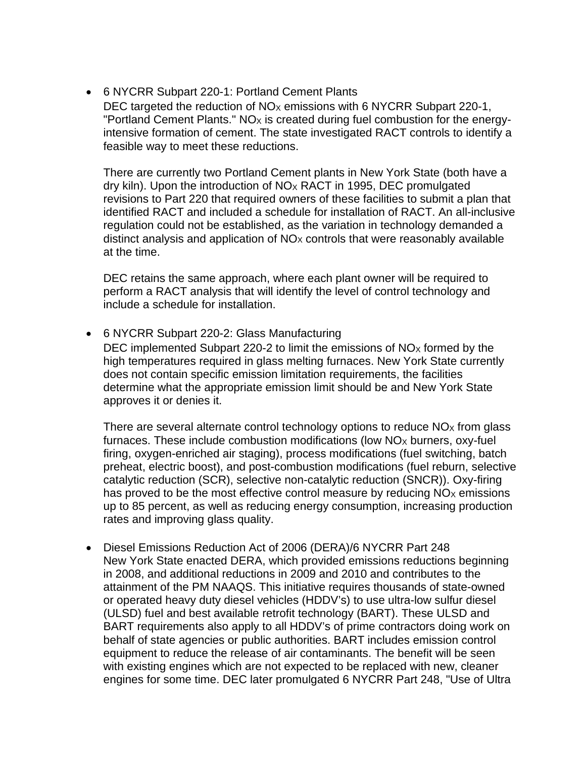- 6 NYCRR Subpart 220-1: Portland Cement Plants

  DEC targeted the reduction of $NO_X$ emissions with 6 NYCRR Subpart 220-1, "Portland Cement Plants." $NO_X$ is created during fuel combustion for the energy-intensive formation of cement. The state investigated RACT controls to identify a feasible way to meet these reductions.

  There are currently two Portland Cement plants in New York State (both have a dry kiln). Upon the introduction of $NO_X$ RACT in 1995, DEC promulgated revisions to Part 220 that required owners of these facilities to submit a plan that identified RACT and included a schedule for installation of RACT. An all-inclusive regulation could not be established, as the variation in technology demanded a distinct analysis and application of $NO_X$ controls that were reasonably available at the time.

  DEC retains the same approach, where each plant owner will be required to perform a RACT analysis that will identify the level of control technology and include a schedule for installation.

- 6 NYCRR Subpart 220-2: Glass Manufacturing

  DEC implemented Subpart 220-2 to limit the emissions of $NO_X$ formed by the high temperatures required in glass melting furnaces. New York State currently does not contain specific emission limitation requirements, the facilities determine what the appropriate emission limit should be and New York State approves it or denies it.

  There are several alternate control technology options to reduce $NO_X$ from glass furnaces. These include combustion modifications (low $NO_X$ burners, oxy-fuel firing, oxygen-enriched air staging), process modifications (fuel switching, batch preheat, electric boost), and post-combustion modifications (fuel reburn, selective catalytic reduction (SCR), selective non-catalytic reduction (SNCR)). Oxy-firing has proved to be the most effective control measure by reducing $NO_X$ emissions up to 85 percent, as well as reducing energy consumption, increasing production rates and improving glass quality.

- Diesel Emissions Reduction Act of 2006 (DERA)/6 NYCRR Part 248

  New York State enacted DERA, which provided emissions reductions beginning in 2008, and additional reductions in 2009 and 2010 and contributes to the attainment of the PM NAAQS. This initiative requires thousands of state-owned or operated heavy duty diesel vehicles (HDDV's) to use ultra-low sulfur diesel (ULSD) fuel and best available retrofit technology (BART). These ULSD and BART requirements also apply to all HDDV's of prime contractors doing work on behalf of state agencies or public authorities. BART includes emission control equipment to reduce the release of air contaminants. The benefit will be seen with existing engines which are not expected to be replaced with new, cleaner engines for some time. DEC later promulgated 6 NYCRR Part 248, "Use of Ultra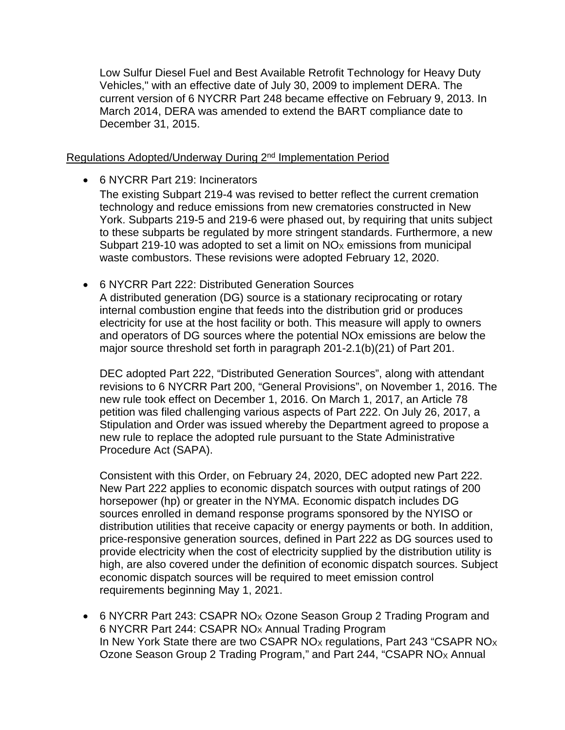Low Sulfur Diesel Fuel and Best Available Retrofit Technology for Heavy Duty Vehicles," with an effective date of July 30, 2009 to implement DERA. The current version of 6 NYCRR Part 248 became effective on February 9, 2013. In March 2014, DERA was amended to extend the BART compliance date to December 31, 2015.

Regulations Adopted/Underway During 2nd Implementation Period

- 6 NYCRR Part 219: Incinerators

  The existing Subpart 219-4 was revised to better reflect the current cremation technology and reduce emissions from new crematories constructed in New York. Subparts 219-5 and 219-6 were phased out, by requiring that units subject to these subparts be regulated by more stringent standards. Furthermore, a new Subpart 219-10 was adopted to set a limit on $NO_X$ emissions from municipal waste combustors. These revisions were adopted February 12, 2020.

- 6 NYCRR Part 222: Distributed Generation Sources

  A distributed generation (DG) source is a stationary reciprocating or rotary internal combustion engine that feeds into the distribution grid or produces electricity for use at the host facility or both. This measure will apply to owners and operators of DG sources where the potential $NO_x$ emissions are below the major source threshold set forth in paragraph 201-2.1(b)(21) of Part 201.

  DEC adopted Part 222, "Distributed Generation Sources", along with attendant revisions to 6 NYCRR Part 200, "General Provisions", on November 1, 2016. The new rule took effect on December 1, 2016. On March 1, 2017, an Article 78 petition was filed challenging various aspects of Part 222. On July 26, 2017, a Stipulation and Order was issued whereby the Department agreed to propose a new rule to replace the adopted rule pursuant to the State Administrative Procedure Act (SAPA).

  Consistent with this Order, on February 24, 2020, DEC adopted new Part 222. New Part 222 applies to economic dispatch sources with output ratings of 200 horsepower (hp) or greater in the NYMA. Economic dispatch includes DG sources enrolled in demand response programs sponsored by the NYISO or distribution utilities that receive capacity or energy payments or both. In addition, price-responsive generation sources, defined in Part 222 as DG sources used to provide electricity when the cost of electricity supplied by the distribution utility is high, are also covered under the definition of economic dispatch sources. Subject economic dispatch sources will be required to meet emission control requirements beginning May 1, 2021.

- 6 NYCRR Part 243: CSAPR $NO_X$ Ozone Season Group 2 Trading Program and 6 NYCRR Part 244: CSAPR $NO_X$ Annual Trading Program

  In New York State there are two CSAPR $NO_X$ regulations, Part 243 "CSAPR $NO_X$ Ozone Season Group 2 Trading Program," and Part 244, "CSAPR $NO_X$ Annual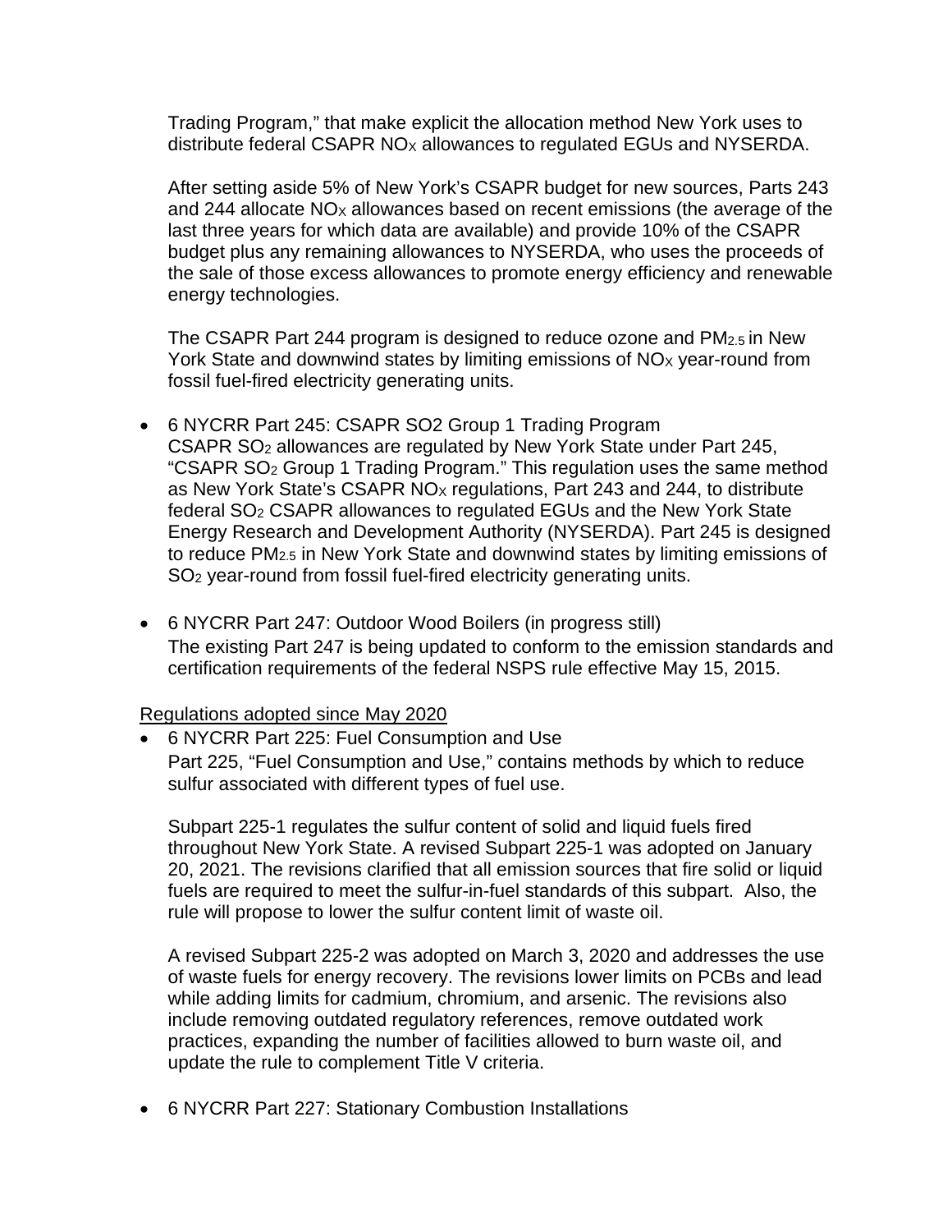Trading Program," that make explicit the allocation method New York uses to distribute federal CSAPR $NO_X$ allowances to regulated EGUs and NYSERDA.

After setting aside 5% of New York's CSAPR budget for new sources, Parts 243 and 244 allocate $NO_X$ allowances based on recent emissions (the average of the last three years for which data are available) and provide 10% of the CSAPR budget plus any remaining allowances to NYSERDA, who uses the proceeds of the sale of those excess allowances to promote energy efficiency and renewable energy technologies.

The CSAPR Part 244 program is designed to reduce ozone and $PM_{2.5}$ in New York State and downwind states by limiting emissions of $NO_X$ year-round from fossil fuel-fired electricity generating units.

- 6 NYCRR Part 245: CSAPR SO2 Group 1 Trading Program
  CSAPR $SO_2$ allowances are regulated by New York State under Part 245, "CSAPR $SO_2$ Group 1 Trading Program." This regulation uses the same method as New York State's CSAPR $NO_X$ regulations, Part 243 and 244, to distribute federal $SO_2$ CSAPR allowances to regulated EGUs and the New York State Energy Research and Development Authority (NYSERDA). Part 245 is designed to reduce $PM_{2.5}$ in New York State and downwind states by limiting emissions of $SO_2$ year-round from fossil fuel-fired electricity generating units.

- 6 NYCRR Part 247: Outdoor Wood Boilers (in progress still)
  The existing Part 247 is being updated to conform to the emission standards and certification requirements of the federal NSPS rule effective May 15, 2015.

Regulations adopted since May 2020

- 6 NYCRR Part 225: Fuel Consumption and Use
  Part 225, "Fuel Consumption and Use," contains methods by which to reduce sulfur associated with different types of fuel use.

  Subpart 225-1 regulates the sulfur content of solid and liquid fuels fired throughout New York State. A revised Subpart 225-1 was adopted on January 20, 2021. The revisions clarified that all emission sources that fire solid or liquid fuels are required to meet the sulfur-in-fuel standards of this subpart. Also, the rule will propose to lower the sulfur content limit of waste oil.

  A revised Subpart 225-2 was adopted on March 3, 2020 and addresses the use of waste fuels for energy recovery. The revisions lower limits on PCBs and lead while adding limits for cadmium, chromium, and arsenic. The revisions also include removing outdated regulatory references, remove outdated work practices, expanding the number of facilities allowed to burn waste oil, and update the rule to complement Title V criteria.

- 6 NYCRR Part 227: Stationary Combustion Installations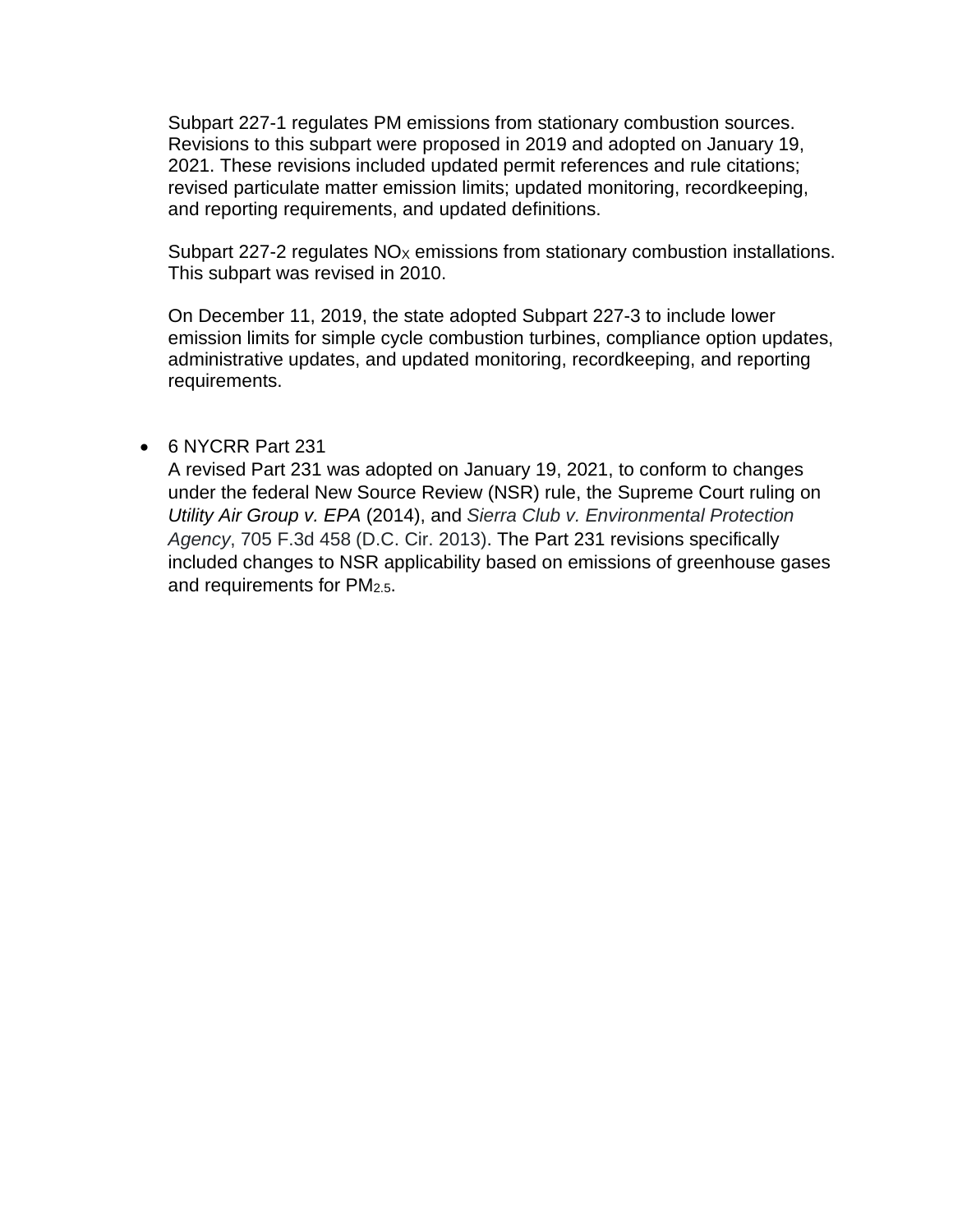Subpart 227-1 regulates PM emissions from stationary combustion sources. Revisions to this subpart were proposed in 2019 and adopted on January 19, 2021. These revisions included updated permit references and rule citations; revised particulate matter emission limits; updated monitoring, recordkeeping, and reporting requirements, and updated definitions.

Subpart 227-2 regulates $NO_X$ emissions from stationary combustion installations. This subpart was revised in 2010.

On December 11, 2019, the state adopted Subpart 227-3 to include lower emission limits for simple cycle combustion turbines, compliance option updates, administrative updates, and updated monitoring, recordkeeping, and reporting requirements.

- 6 NYCRR Part 231
  A revised Part 231 was adopted on January 19, 2021, to conform to changes under the federal New Source Review (NSR) rule, the Supreme Court ruling on *Utility Air Group v. EPA* (2014), and *Sierra Club v. Environmental Protection Agency*, 705 F.3d 458 (D.C. Cir. 2013). The Part 231 revisions specifically included changes to NSR applicability based on emissions of greenhouse gases and requirements for $PM_{2.5}$.